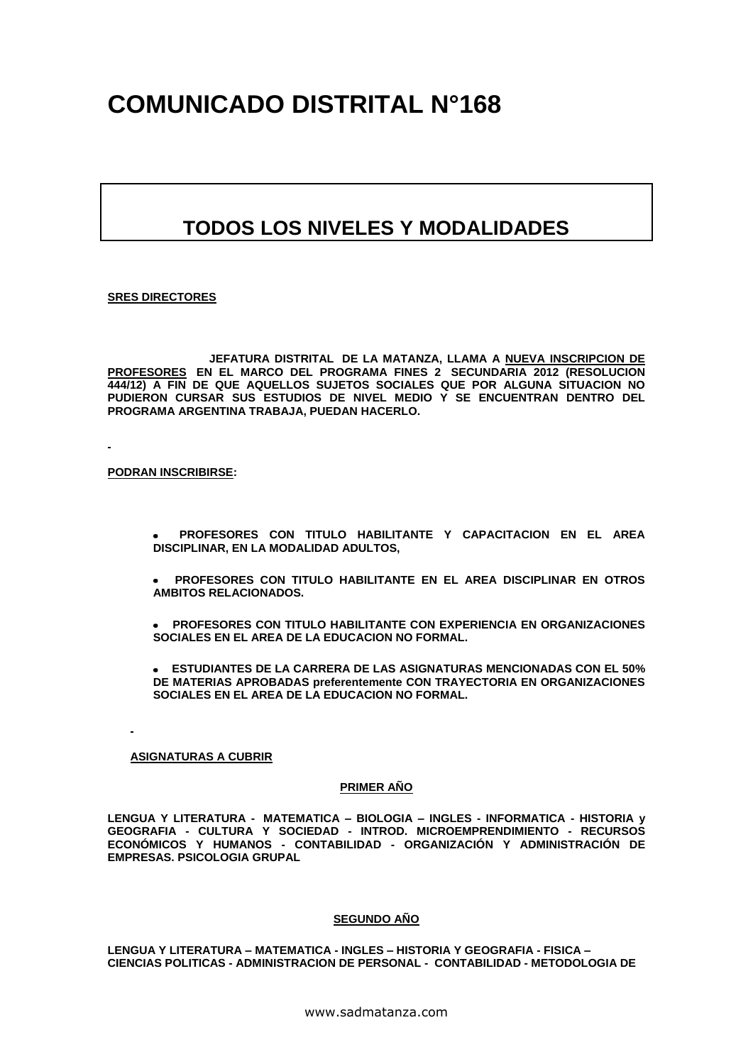# COMUNICADO DISTRITAL N°168

## TODOS LOS NIVELES Y MODALIDADES

**SRES DIRECTORES**

**JEFATURA DISTRITAL DE LA MATANZA, LLAMA A NUEVA INSCRIPCION DE PROFESORES EN EL MARCO DEL PROGRAMA FINES 2 SECUNDARIA 2012 (RESOLUCION 444/12) A FIN DE QUE AQUELLOS SUJETOS SOCIALES QUE POR ALGUNA SITUACION NO PUDIERON CURSAR SUS ESTUDIOS DE NIVEL MEDIO Y SE ENCUENTRAN DENTRO DEL PROGRAMA ARGENTINA TRABAJA, PUEDAN HACERLO.**

**PODRAN INSCRIBIRSE:**

- **PROFESORES CON TITULO HABILITANTE Y CAPACITACION EN EL AREA DISCIPLINAR, EN LA MODALIDAD ADULTOS,**
- **PROFESORES CON TITULO HABILITANTE EN EL AREA DISCIPLINAR EN OTROS AMBITOS RELACIONADOS.**
- **PROFESORES CON TITULO HABILITANTE CON EXPERIENCIA EN ORGANIZACIONES SOCIALES EN EL AREA DE LA EDUCACION NO FORMAL.**
- **ESTUDIANTES DE LA CARRERA DE LAS ASIGNATURAS MENCIONADAS CON EL 50% DE MATERIAS APROBADAS preferentemente CON TRAYECTORIA EN ORGANIZACIONES SOCIALES EN EL AREA DE LA EDUCACION NO FORMAL.**

**ASIGNATURAS A CUBRIR**

**PRIMER AÑO**

**LENGUA Y LITERATURA - MATEMATICA – BIOLOGIA – INGLES - INFORMATICA - HISTORIA y GEOGRAFIA - CULTURA Y SOCIEDAD - INTROD. MICROEMPRENDIMIENTO - RECURSOS ECONÓMICOS Y HUMANOS - CONTABILIDAD - ORGANIZACIÓN Y ADMINISTRACIÓN DE EMPRESAS. PSICOLOGIA GRUPAL**

**SEGUNDO AÑO**

**LENGUA Y LITERATURA – MATEMATICA - INGLES – HISTORIA Y GEOGRAFIA - FISICA – CIENCIAS POLITICAS - ADMINISTRACION DE PERSONAL - CONTABILIDAD - METODOLOGIA DE**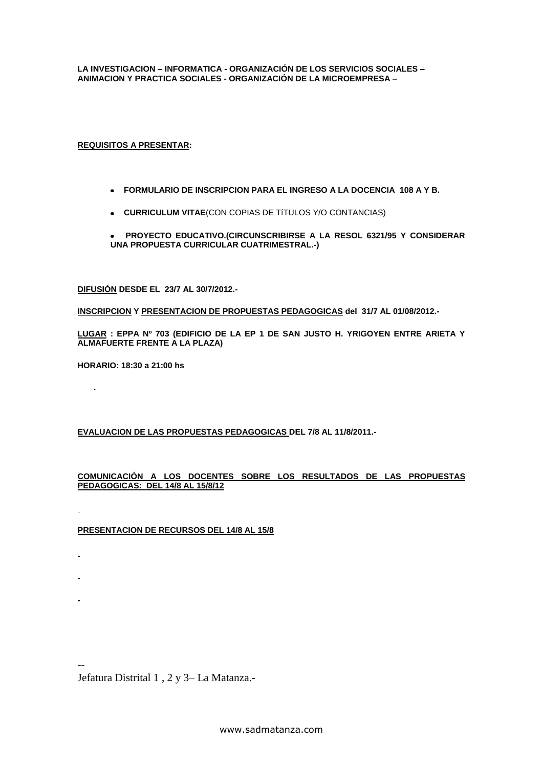**LA INVESTIGACION – INFORMATICA - ORGANIZACIÓN DE LOS SERVICIOS SOCIALES – ANIMACION Y PRACTICA SOCIALES - ORGANIZACIÓN DE LA MICROEMPRESA –**

**REQUISITOS A PRESENTAR:**

- **FORMULARIO DE INSCRIPCION PARA EL INGRESO A LA DOCENCIA 108 A Y B.**
- **CURRICULUM VITAE**(CON COPIAS DE TíTULOS Y/O CONTANCIAS)
- **PROYECTO EDUCATIVO.(CIRCUNSCRIBIRSE A LA RESOL 6321/95 Y CONSIDERAR UNA PROPUESTA CURRICULAR CUATRIMESTRAL.-)**

**DIFUSIÓN DESDE EL 23/7 AL 30/7/2012.-**

**INSCRIPCION Y PRESENTACION DE PROPUESTAS PEDAGOGICAS del 31/7 AL 01/08/2012.-**

**LUGAR : EPPA Nº 703 (EDIFICIO DE LA EP 1 DE SAN JUSTO H. YRIGOYEN ENTRE ARIETA Y ALMAFUERTE FRENTE A LA PLAZA)**

**HORARIO: 18:30 a 21:00 hs**

**EVALUACION DE LAS PROPUESTAS PEDAGOGICAS DEL 7/8 AL 11/8/2011.-**

**COMUNICACIÓN A LOS DOCENTES SOBRE LOS RESULTADOS DE LAS PROPUESTAS PEDAGOGICAS: DEL 14/8 AL 15/8/12**

**PRESENTACION DE RECURSOS DEL 14/8 AL 15/8**

--

Jefatura Distrital 1 , 2 y 3– La Matanza.-

www.sadmatanza.com